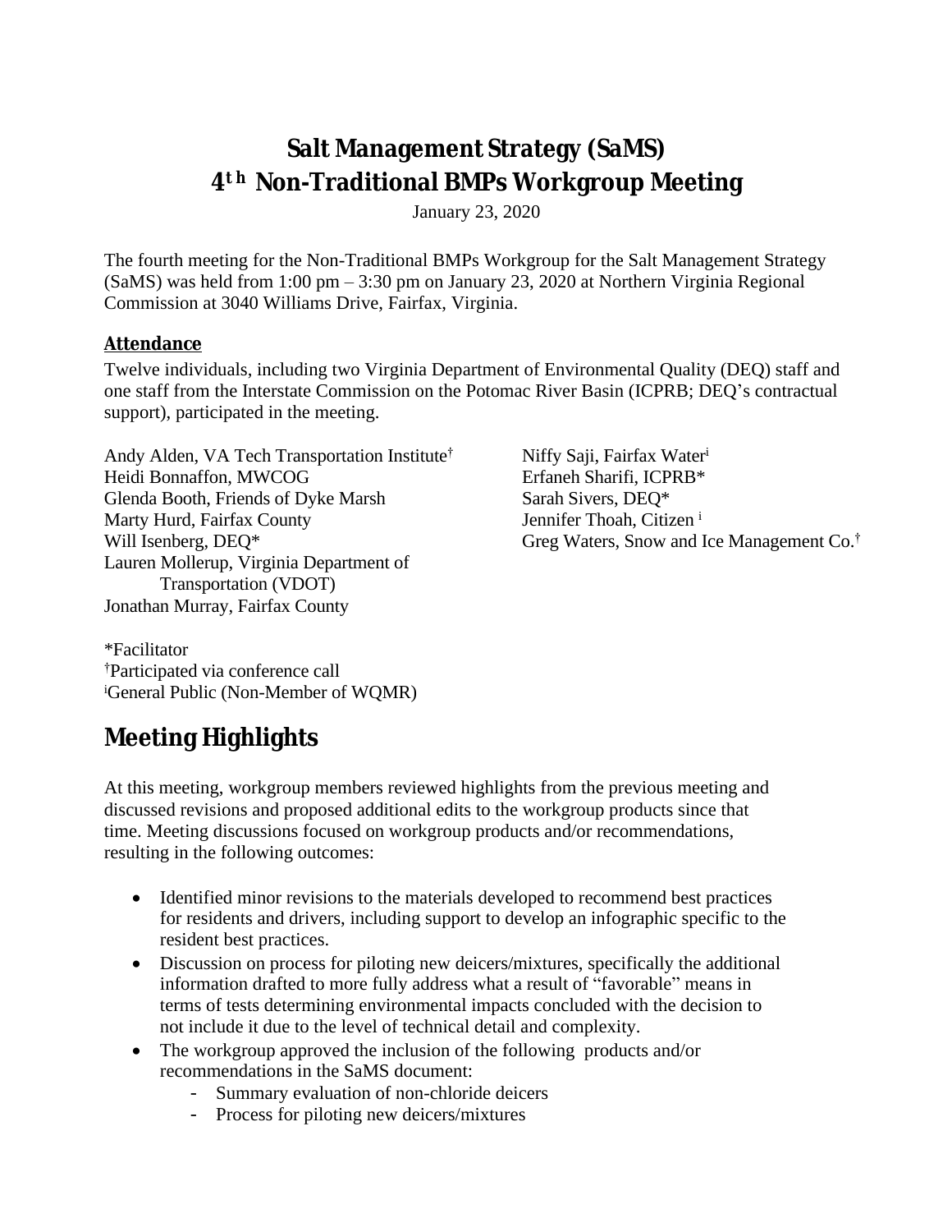# Salt Management Strategy (SaMS)
# 4th Non-Traditional BMPs Workgroup Meeting

January 23, 2020

The fourth meeting for the Non-Traditional BMPs Workgroup for the Salt Management Strategy (SaMS) was held from 1:00 pm – 3:30 pm on January 23, 2020 at Northern Virginia Regional Commission at 3040 Williams Drive, Fairfax, Virginia.

## Attendance

Twelve individuals, including two Virginia Department of Environmental Quality (DEQ) staff and one staff from the Interstate Commission on the Potomac River Basin (ICPRB; DEQ's contractual support), participated in the meeting.

Andy Alden, VA Tech Transportation Institute†
Heidi Bonnaffon, MWCOG
Glenda Booth, Friends of Dyke Marsh
Marty Hurd, Fairfax County
Will Isenberg, DEQ*
Lauren Mollerup, Virginia Department of Transportation (VDOT)
Jonathan Murray, Fairfax County
Niffy Saji, Fairfax Water[i]
Erfaneh Sharifi, ICPRB*
Sarah Sivers, DEQ*
Jennifer Thoah, Citizen [i]
Greg Waters, Snow and Ice Management Co.†

*Facilitator
†Participated via conference call
[i]General Public (Non-Member of WQMR)

# Meeting Highlights

At this meeting, workgroup members reviewed highlights from the previous meeting and discussed revisions and proposed additional edits to the workgroup products since that time. Meeting discussions focused on workgroup products and/or recommendations, resulting in the following outcomes:

- Identified minor revisions to the materials developed to recommend best practices for residents and drivers, including support to develop an infographic specific to the resident best practices.
- Discussion on process for piloting new deicers/mixtures, specifically the additional information drafted to more fully address what a result of "favorable" means in terms of tests determining environmental impacts concluded with the decision to not include it due to the level of technical detail and complexity.
- The workgroup approved the inclusion of the following products and/or recommendations in the SaMS document:
  - Summary evaluation of non-chloride deicers
  - Process for piloting new deicers/mixtures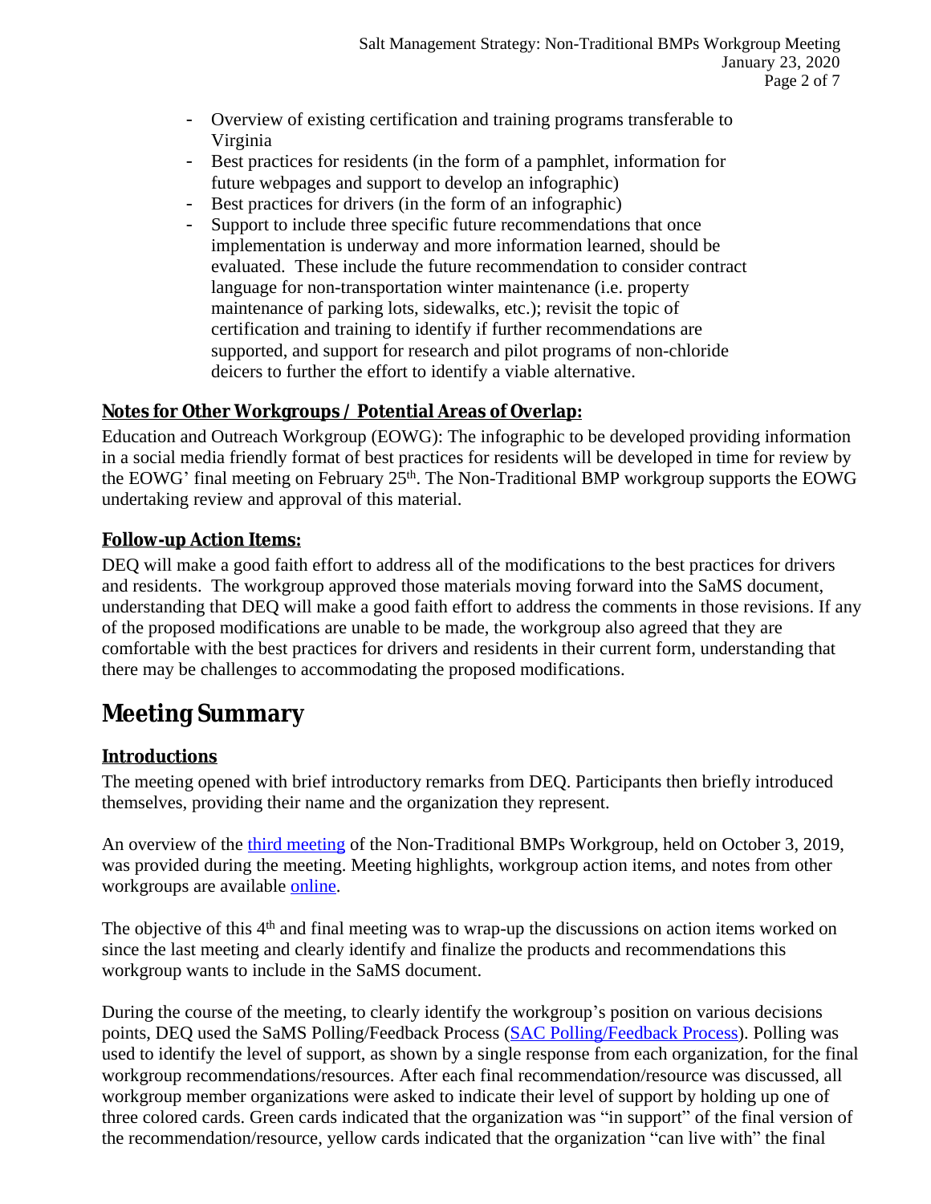- Overview of existing certification and training programs transferable to Virginia
- Best practices for residents (in the form of a pamphlet, information for future webpages and support to develop an infographic)
- Best practices for drivers (in the form of an infographic)
- Support to include three specific future recommendations that once implementation is underway and more information learned, should be evaluated. These include the future recommendation to consider contract language for non-transportation winter maintenance (i.e. property maintenance of parking lots, sidewalks, etc.); revisit the topic of certification and training to identify if further recommendations are supported, and support for research and pilot programs of non-chloride deicers to further the effort to identify a viable alternative.

**Notes for Other Workgroups / Potential Areas of Overlap:**

Education and Outreach Workgroup (EOWG): The infographic to be developed providing information in a social media friendly format of best practices for residents will be developed in time for review by the EOWG' final meeting on February 25th. The Non-Traditional BMP workgroup supports the EOWG undertaking review and approval of this material.

**Follow-up Action Items:**

DEQ will make a good faith effort to address all of the modifications to the best practices for drivers and residents. The workgroup approved those materials moving forward into the SaMS document, understanding that DEQ will make a good faith effort to address the comments in those revisions. If any of the proposed modifications are unable to be made, the workgroup also agreed that they are comfortable with the best practices for drivers and residents in their current form, understanding that there may be challenges to accommodating the proposed modifications.

# Meeting Summary

**Introductions**

The meeting opened with brief introductory remarks from DEQ. Participants then briefly introduced themselves, providing their name and the organization they represent.

An overview of the third meeting of the Non-Traditional BMPs Workgroup, held on October 3, 2019, was provided during the meeting. Meeting highlights, workgroup action items, and notes from other workgroups are available online.

The objective of this 4th and final meeting was to wrap-up the discussions on action items worked on since the last meeting and clearly identify and finalize the products and recommendations this workgroup wants to include in the SaMS document.

During the course of the meeting, to clearly identify the workgroup's position on various decisions points, DEQ used the SaMS Polling/Feedback Process (SAC Polling/Feedback Process). Polling was used to identify the level of support, as shown by a single response from each organization, for the final workgroup recommendations/resources. After each final recommendation/resource was discussed, all workgroup member organizations were asked to indicate their level of support by holding up one of three colored cards. Green cards indicated that the organization was "in support" of the final version of the recommendation/resource, yellow cards indicated that the organization "can live with" the final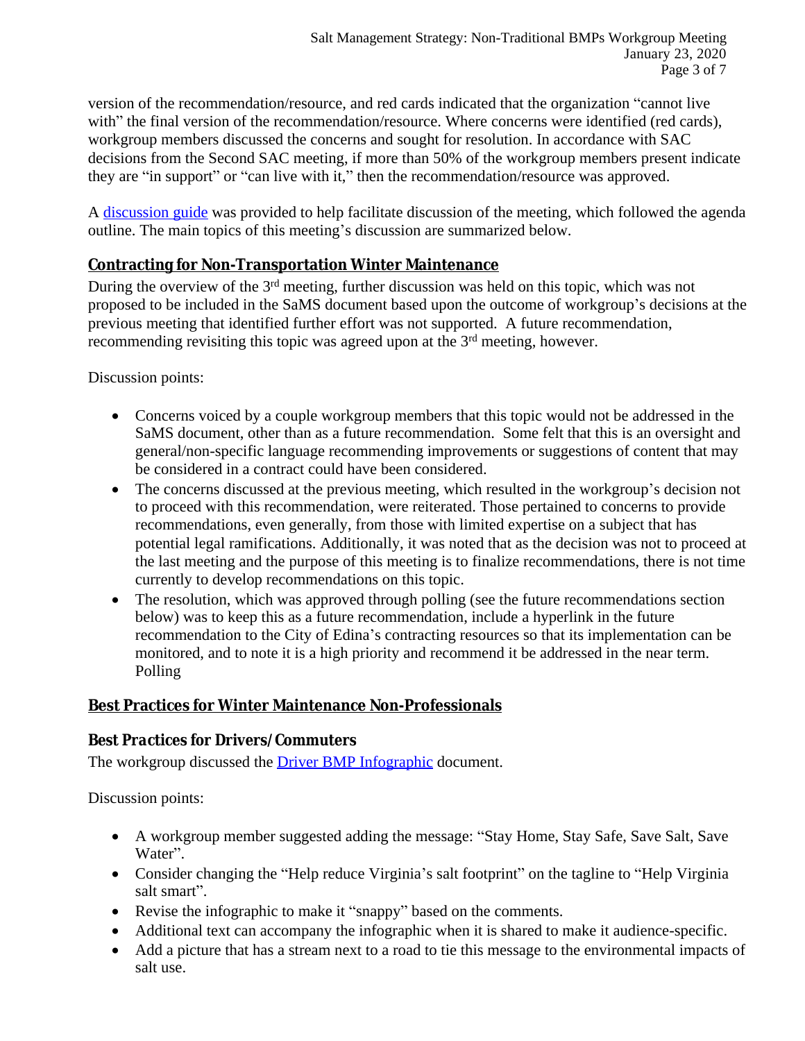version of the recommendation/resource, and red cards indicated that the organization "cannot live with" the final version of the recommendation/resource. Where concerns were identified (red cards), workgroup members discussed the concerns and sought for resolution. In accordance with SAC decisions from the Second SAC meeting, if more than 50% of the workgroup members present indicate they are "in support" or "can live with it," then the recommendation/resource was approved.

A discussion guide was provided to help facilitate discussion of the meeting, which followed the agenda outline. The main topics of this meeting's discussion are summarized below.

## Contracting for Non-Transportation Winter Maintenance

During the overview of the 3rd meeting, further discussion was held on this topic, which was not proposed to be included in the SaMS document based upon the outcome of workgroup's decisions at the previous meeting that identified further effort was not supported. A future recommendation, recommending revisiting this topic was agreed upon at the 3rd meeting, however.

Discussion points:

- Concerns voiced by a couple workgroup members that this topic would not be addressed in the SaMS document, other than as a future recommendation. Some felt that this is an oversight and general/non-specific language recommending improvements or suggestions of content that may be considered in a contract could have been considered.
- The concerns discussed at the previous meeting, which resulted in the workgroup's decision not to proceed with this recommendation, were reiterated. Those pertained to concerns to provide recommendations, even generally, from those with limited expertise on a subject that has potential legal ramifications. Additionally, it was noted that as the decision was not to proceed at the last meeting and the purpose of this meeting is to finalize recommendations, there is not time currently to develop recommendations on this topic.
- The resolution, which was approved through polling (see the future recommendations section below) was to keep this as a future recommendation, include a hyperlink in the future recommendation to the City of Edina's contracting resources so that its implementation can be monitored, and to note it is a high priority and recommend it be addressed in the near term. Polling

## Best Practices for Winter Maintenance Non-Professionals

### Best Practices for Drivers/Commuters

The workgroup discussed the Driver BMP Infographic document.

Discussion points:

- A workgroup member suggested adding the message: "Stay Home, Stay Safe, Save Salt, Save Water".
- Consider changing the "Help reduce Virginia's salt footprint" on the tagline to "Help Virginia salt smart".
- Revise the infographic to make it "snappy" based on the comments.
- Additional text can accompany the infographic when it is shared to make it audience-specific.
- Add a picture that has a stream next to a road to tie this message to the environmental impacts of salt use.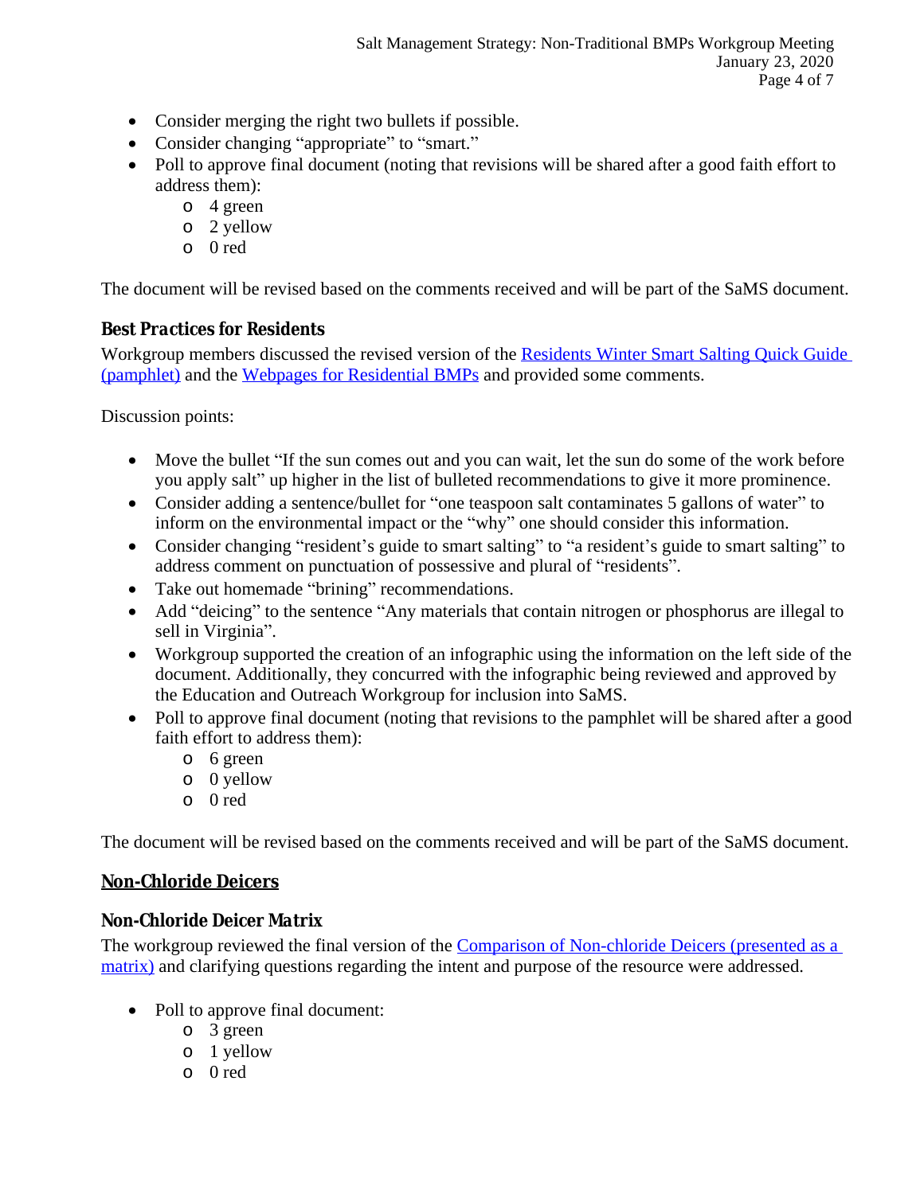- Consider merging the right two bullets if possible.
- Consider changing "appropriate" to "smart."
- Poll to approve final document (noting that revisions will be shared after a good faith effort to address them):
  - 4 green
  - 2 yellow
  - 0 red

The document will be revised based on the comments received and will be part of the SaMS document.

### Best Practices for Residents

Workgroup members discussed the revised version of the [Residents Winter Smart Salting Quick Guide (pamphlet)]() and the [Webpages for Residential BMPs]() and provided some comments.

Discussion points:

- Move the bullet "If the sun comes out and you can wait, let the sun do some of the work before you apply salt" up higher in the list of bulleted recommendations to give it more prominence.
- Consider adding a sentence/bullet for "one teaspoon salt contaminates 5 gallons of water" to inform on the environmental impact or the "why" one should consider this information.
- Consider changing "resident's guide to smart salting" to "a resident's guide to smart salting" to address comment on punctuation of possessive and plural of "residents".
- Take out homemade "brining" recommendations.
- Add "deicing" to the sentence "Any materials that contain nitrogen or phosphorus are illegal to sell in Virginia".
- Workgroup supported the creation of an infographic using the information on the left side of the document. Additionally, they concurred with the infographic being reviewed and approved by the Education and Outreach Workgroup for inclusion into SaMS.
- Poll to approve final document (noting that revisions to the pamphlet will be shared after a good faith effort to address them):
  - 6 green
  - 0 yellow
  - 0 red

The document will be revised based on the comments received and will be part of the SaMS document.

## Non-Chloride Deicers

### Non-Chloride Deicer Matrix

The workgroup reviewed the final version of the [Comparison of Non-chloride Deicers (presented as a matrix)]() and clarifying questions regarding the intent and purpose of the resource were addressed.

- Poll to approve final document:
  - 3 green
  - 1 yellow
  - 0 red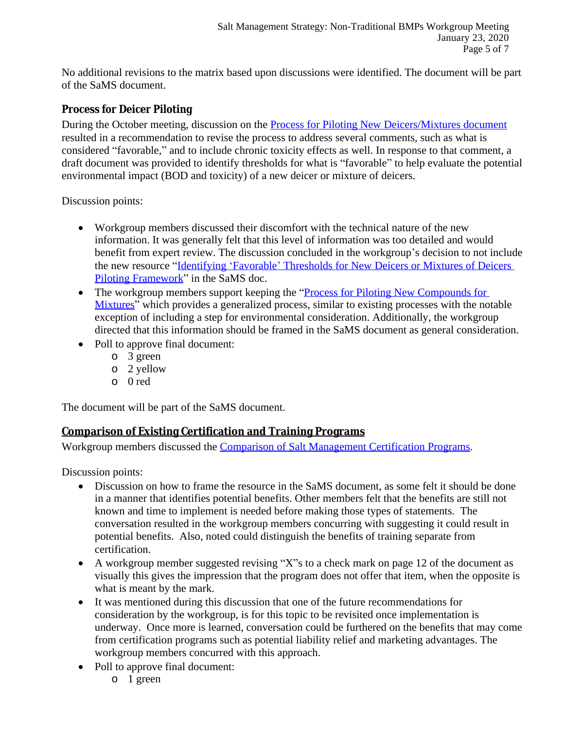No additional revisions to the matrix based upon discussions were identified. The document will be part of the SaMS document.

### Process for Deicer Piloting

During the October meeting, discussion on the Process for Piloting New Deicers/Mixtures document resulted in a recommendation to revise the process to address several comments, such as what is considered "favorable," and to include chronic toxicity effects as well. In response to that comment, a draft document was provided to identify thresholds for what is "favorable" to help evaluate the potential environmental impact (BOD and toxicity) of a new deicer or mixture of deicers.

Discussion points:

- Workgroup members discussed their discomfort with the technical nature of the new information. It was generally felt that this level of information was too detailed and would benefit from expert review. The discussion concluded in the workgroup's decision to not include the new resource "Identifying 'Favorable' Thresholds for New Deicers or Mixtures of Deicers Piloting Framework" in the SaMS doc.
- The workgroup members support keeping the "Process for Piloting New Compounds for Mixtures" which provides a generalized process, similar to existing processes with the notable exception of including a step for environmental consideration. Additionally, the workgroup directed that this information should be framed in the SaMS document as general consideration.
- Poll to approve final document:
  - 3 green
  - 2 yellow
  - 0 red

The document will be part of the SaMS document.

### Comparison of Existing Certification and Training Programs

Workgroup members discussed the Comparison of Salt Management Certification Programs.

Discussion points:

- Discussion on how to frame the resource in the SaMS document, as some felt it should be done in a manner that identifies potential benefits. Other members felt that the benefits are still not known and time to implement is needed before making those types of statements. The conversation resulted in the workgroup members concurring with suggesting it could result in potential benefits. Also, noted could distinguish the benefits of training separate from certification.
- A workgroup member suggested revising "X"s to a check mark on page 12 of the document as visually this gives the impression that the program does not offer that item, when the opposite is what is meant by the mark.
- It was mentioned during this discussion that one of the future recommendations for consideration by the workgroup, is for this topic to be revisited once implementation is underway. Once more is learned, conversation could be furthered on the benefits that may come from certification programs such as potential liability relief and marketing advantages. The workgroup members concurred with this approach.
- Poll to approve final document:
  - 1 green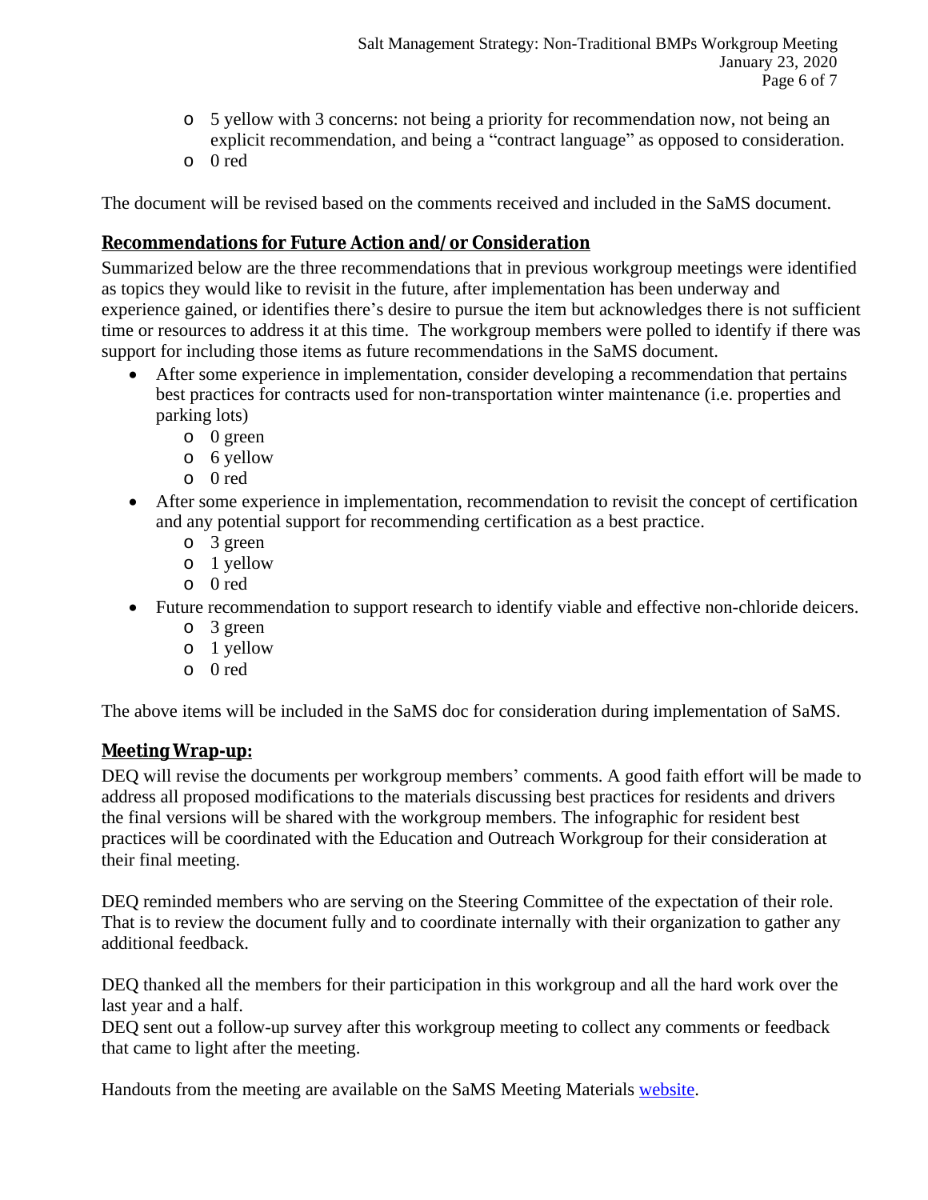- 5 yellow with 3 concerns: not being a priority for recommendation now, not being an explicit recommendation, and being a "contract language" as opposed to consideration.
- 0 red

The document will be revised based on the comments received and included in the SaMS document.

## Recommendations for Future Action and/or Consideration

Summarized below are the three recommendations that in previous workgroup meetings were identified as topics they would like to revisit in the future, after implementation has been underway and experience gained, or identifies there's desire to pursue the item but acknowledges there is not sufficient time or resources to address it at this time. The workgroup members were polled to identify if there was support for including those items as future recommendations in the SaMS document.

- After some experience in implementation, consider developing a recommendation that pertains best practices for contracts used for non-transportation winter maintenance (i.e. properties and parking lots)
  - 0 green
  - 6 yellow
  - 0 red
- After some experience in implementation, recommendation to revisit the concept of certification and any potential support for recommending certification as a best practice.
  - 3 green
  - 1 yellow
  - 0 red
- Future recommendation to support research to identify viable and effective non-chloride deicers.
  - 3 green
  - 1 yellow
  - 0 red

The above items will be included in the SaMS doc for consideration during implementation of SaMS.

## Meeting Wrap-up:

DEQ will revise the documents per workgroup members' comments. A good faith effort will be made to address all proposed modifications to the materials discussing best practices for residents and drivers the final versions will be shared with the workgroup members. The infographic for resident best practices will be coordinated with the Education and Outreach Workgroup for their consideration at their final meeting.

DEQ reminded members who are serving on the Steering Committee of the expectation of their role. That is to review the document fully and to coordinate internally with their organization to gather any additional feedback.

DEQ thanked all the members for their participation in this workgroup and all the hard work over the last year and a half.
DEQ sent out a follow-up survey after this workgroup meeting to collect any comments or feedback that came to light after the meeting.

Handouts from the meeting are available on the SaMS Meeting Materials website.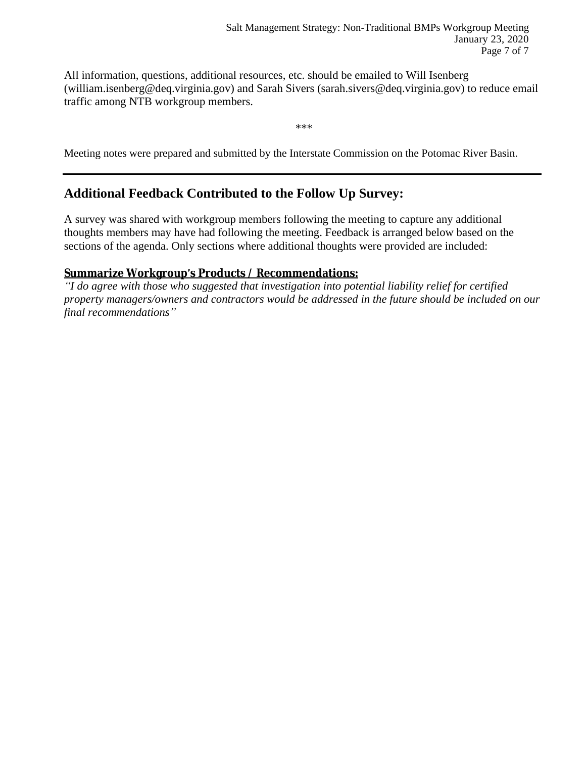All information, questions, additional resources, etc. should be emailed to Will Isenberg (william.isenberg@deq.virginia.gov) and Sarah Sivers (sarah.sivers@deq.virginia.gov) to reduce email traffic among NTB workgroup members.

***

Meeting notes were prepared and submitted by the Interstate Commission on the Potomac River Basin.

---

## Additional Feedback Contributed to the Follow Up Survey:

A survey was shared with workgroup members following the meeting to capture any additional thoughts members may have had following the meeting. Feedback is arranged below based on the sections of the agenda. Only sections where additional thoughts were provided are included:

**Summarize Workgroup's Products / Recommendations:**

*"I do agree with those who suggested that investigation into potential liability relief for certified property managers/owners and contractors would be addressed in the future should be included on our final recommendations"*